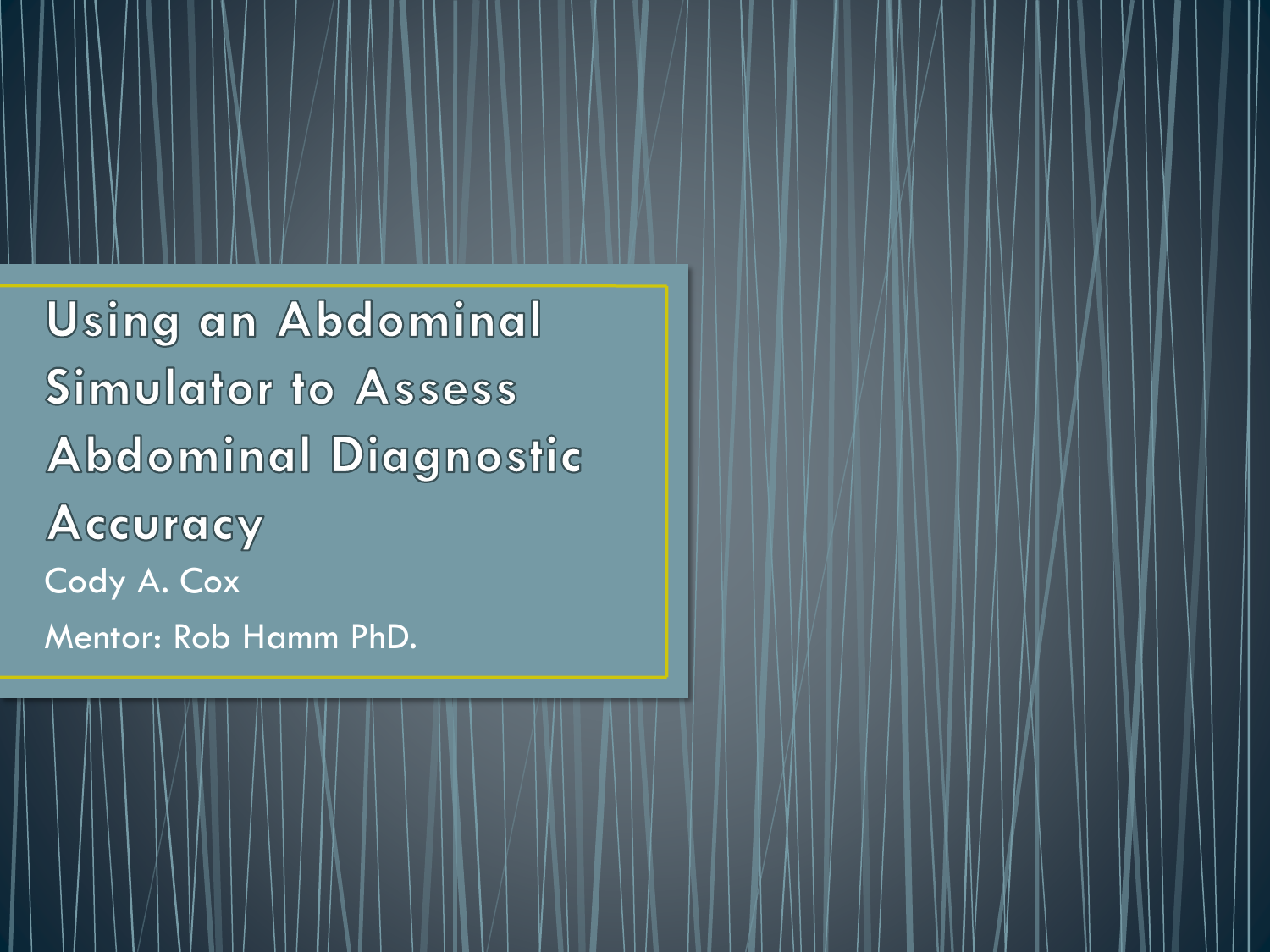# Using an Abdominal Simulator to Assess Abdominal Diagnostic Accuracy

Cody A. Cox

Mentor: Rob Hamm PhD.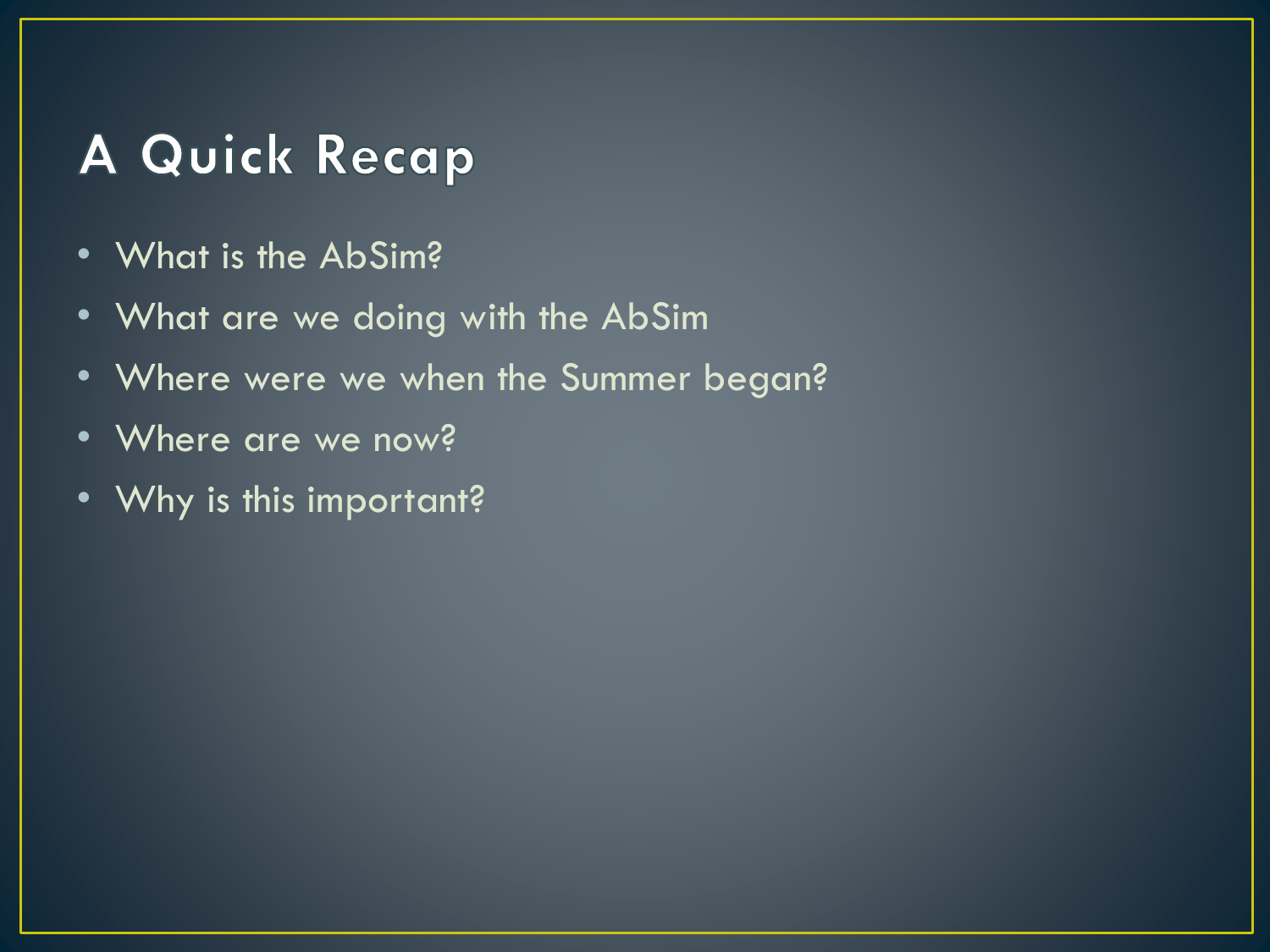# A Quick Recap

- What is the AbSim?
- What are we doing with the AbSim
- Where were we when the Summer began?
- Where are we now?
- Why is this important?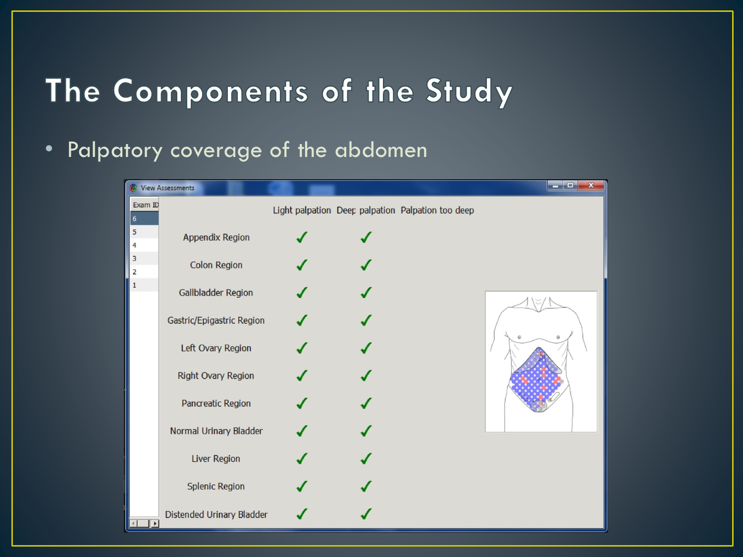# The Components of the Study

- Palpatory coverage of the abdomen

View Assessments

| Exam ID |
|---|
| 6 |
| 5 |
| 4 |
| 3 |
| 2 |
| 1 |

| | Light palpation | Deep palpation | Palpation too deep |
|---|---|---|---|
| Appendix Region | ✓ | ✓ | |
| Colon Region | ✓ | ✓ | |
| Gallbladder Region | ✓ | ✓ | |
| Gastric/Epigastric Region | ✓ | ✓ | |
| Left Ovary Region | ✓ | ✓ | |
| Right Ovary Region | ✓ | ✓ | |
| Pancreatic Region | ✓ | ✓ | |
| Normal Urinary Bladder | ✓ | ✓ | |
| Liver Region | ✓ | ✓ | |
| Splenic Region | ✓ | ✓ | |
| Distended Urinary Bladder | ✓ | ✓ | |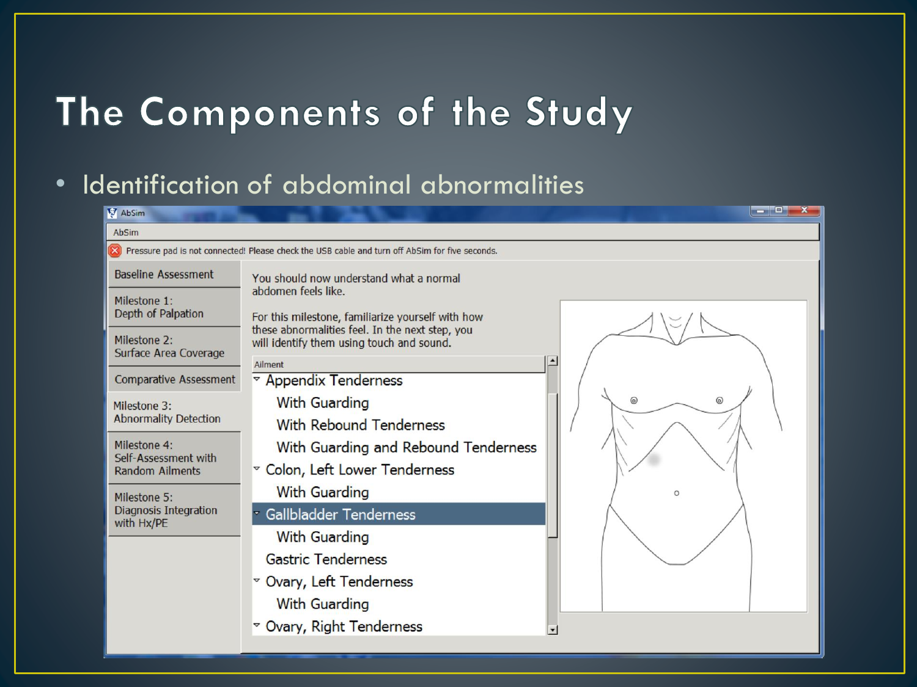# The Components of the Study

- Identification of abdominal abnormalities

AbSim

AbSim

Pressure pad is not connected! Please check the USB cable and turn off AbSim for five seconds.

- Baseline Assessment
- Milestone 1: Depth of Palpation
- Milestone 2: Surface Area Coverage
- Comparative Assessment
- Milestone 3: Abnormality Detection
- Milestone 4: Self-Assessment with Random Ailments
- Milestone 5: Diagnosis Integration with Hx/PE

You should now understand what a normal abdomen feels like.

For this milestone, familiarize yourself with how these abnormalities feel. In the next step, you will identify them using touch and sound.

| Ailment |
| --- |
| Appendix Tenderness |
| With Guarding |
| With Rebound Tenderness |
| With Guarding and Rebound Tenderness |
| Colon, Left Lower Tenderness |
| With Guarding |
| Gallbladder Tenderness |
| With Guarding |
| Gastric Tenderness |
| Ovary, Left Tenderness |
| With Guarding |
| Ovary, Right Tenderness |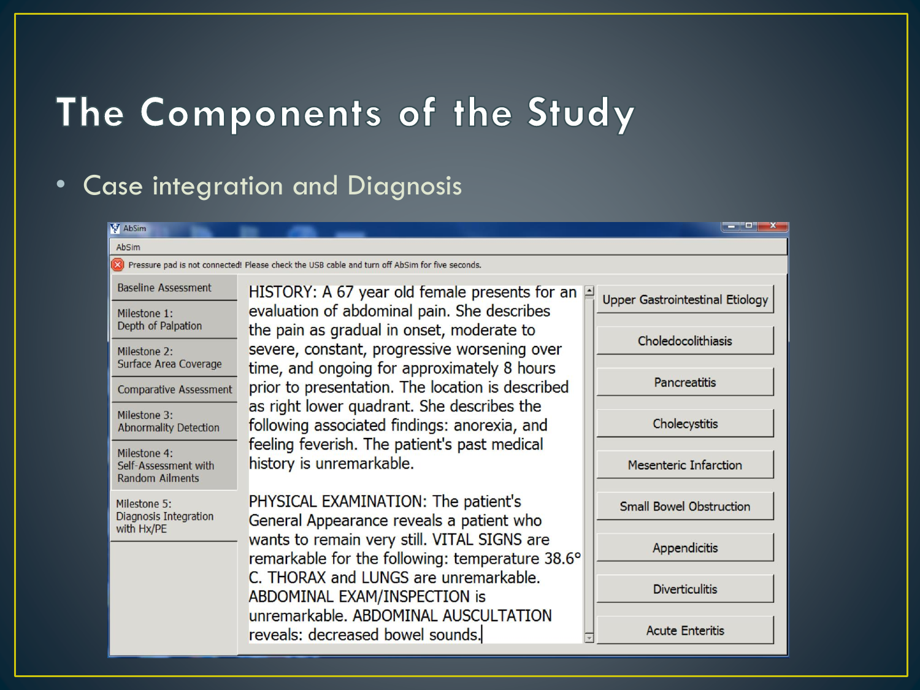# The Components of the Study

- Case integration and Diagnosis

AbSim

AbSim

Pressure pad is not connected! Please check the USB cable and turn off AbSim for five seconds.

- Baseline Assessment
- Milestone 1: Depth of Palpation
- Milestone 2: Surface Area Coverage
- Comparative Assessment
- Milestone 3: Abnormality Detection
- Milestone 4: Self-Assessment with Random Ailments
- Milestone 5: Diagnosis Integration with Hx/PE

HISTORY: A 67 year old female presents for an evaluation of abdominal pain. She describes the pain as gradual in onset, moderate to severe, constant, progressive worsening over time, and ongoing for approximately 8 hours prior to presentation. The location is described as right lower quadrant. She describes the following associated findings: anorexia, and feeling feverish. The patient's past medical history is unremarkable.

PHYSICAL EXAMINATION: The patient's General Appearance reveals a patient who wants to remain very still. VITAL SIGNS are remarkable for the following: temperature 38.6° C. THORAX and LUNGS are unremarkable. ABDOMINAL EXAM/INSPECTION is unremarkable. ABDOMINAL AUSCULTATION reveals: decreased bowel sounds.

- Upper Gastrointestinal Etiology
- Choledocolithiasis
- Pancreatitis
- Cholecystitis
- Mesenteric Infarction
- Small Bowel Obstruction
- Appendicitis
- Diverticulitis
- Acute Enteritis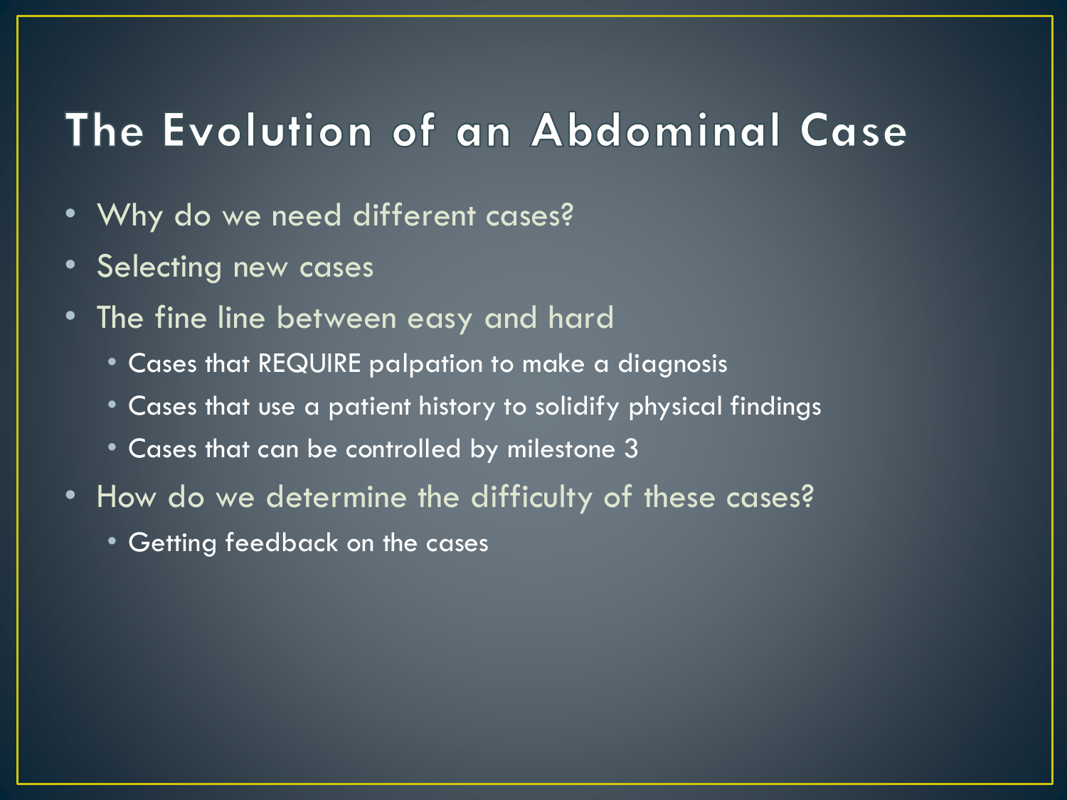# The Evolution of an Abdominal Case

- Why do we need different cases?
- Selecting new cases
- The fine line between easy and hard
  - Cases that REQUIRE palpation to make a diagnosis
  - Cases that use a patient history to solidify physical findings
  - Cases that can be controlled by milestone 3
- How do we determine the difficulty of these cases?
  - Getting feedback on the cases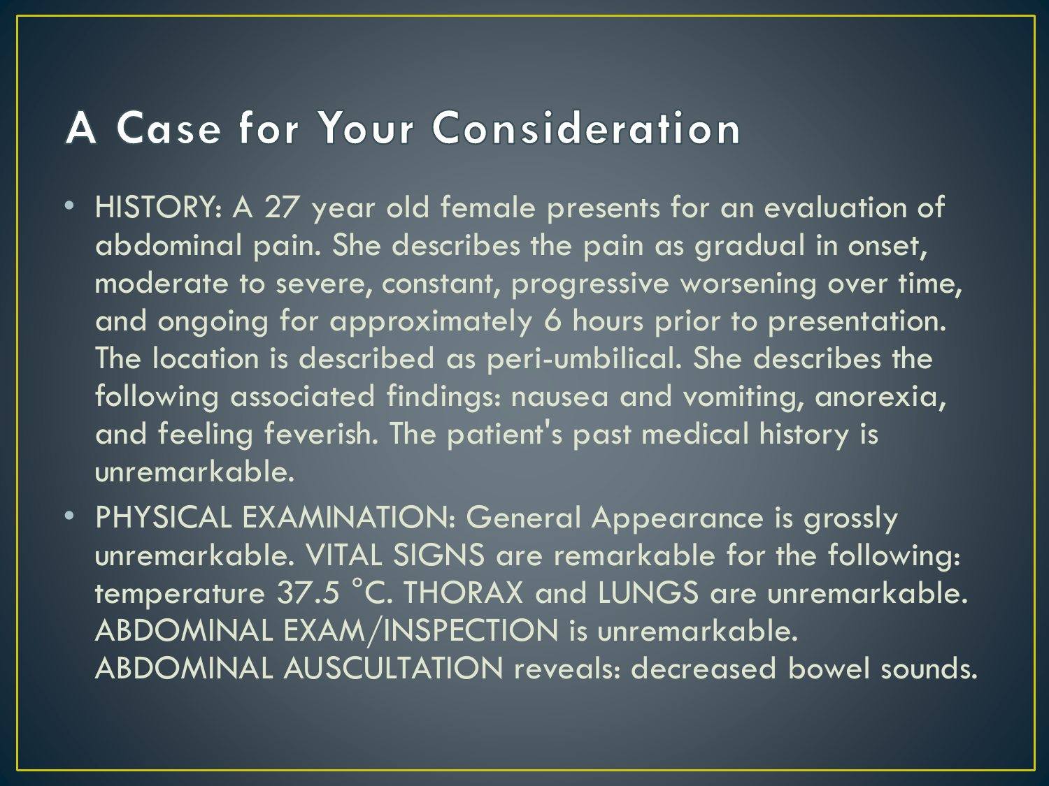# A Case for Your Consideration

- HISTORY: A 27 year old female presents for an evaluation of abdominal pain. She describes the pain as gradual in onset, moderate to severe, constant, progressive worsening over time, and ongoing for approximately 6 hours prior to presentation. The location is described as peri-umbilical. She describes the following associated findings: nausea and vomiting, anorexia, and feeling feverish. The patient's past medical history is unremarkable.
- PHYSICAL EXAMINATION: General Appearance is grossly unremarkable. VITAL SIGNS are remarkable for the following: temperature 37.5 °C. THORAX and LUNGS are unremarkable. ABDOMINAL EXAM/INSPECTION is unremarkable. ABDOMINAL AUSCULTATION reveals: decreased bowel sounds.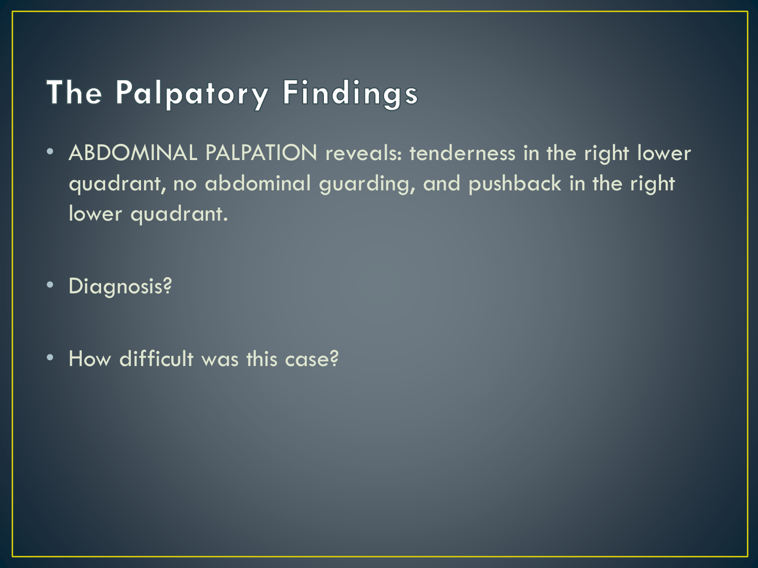# The Palpatory Findings

- ABDOMINAL PALPATION reveals: tenderness in the right lower quadrant, no abdominal guarding, and pushback in the right lower quadrant.
- Diagnosis?
- How difficult was this case?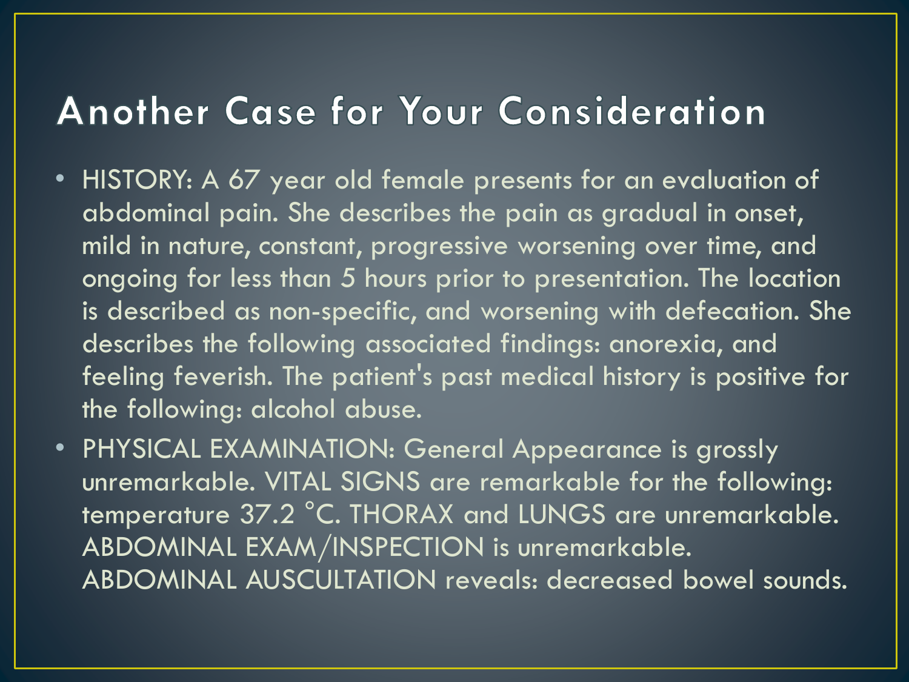# Another Case for Your Consideration

- HISTORY: A 67 year old female presents for an evaluation of abdominal pain. She describes the pain as gradual in onset, mild in nature, constant, progressive worsening over time, and ongoing for less than 5 hours prior to presentation. The location is described as non-specific, and worsening with defecation. She describes the following associated findings: anorexia, and feeling feverish. The patient's past medical history is positive for the following: alcohol abuse.
- PHYSICAL EXAMINATION: General Appearance is grossly unremarkable. VITAL SIGNS are remarkable for the following: temperature 37.2 °C. THORAX and LUNGS are unremarkable. ABDOMINAL EXAM/INSPECTION is unremarkable. ABDOMINAL AUSCULTATION reveals: decreased bowel sounds.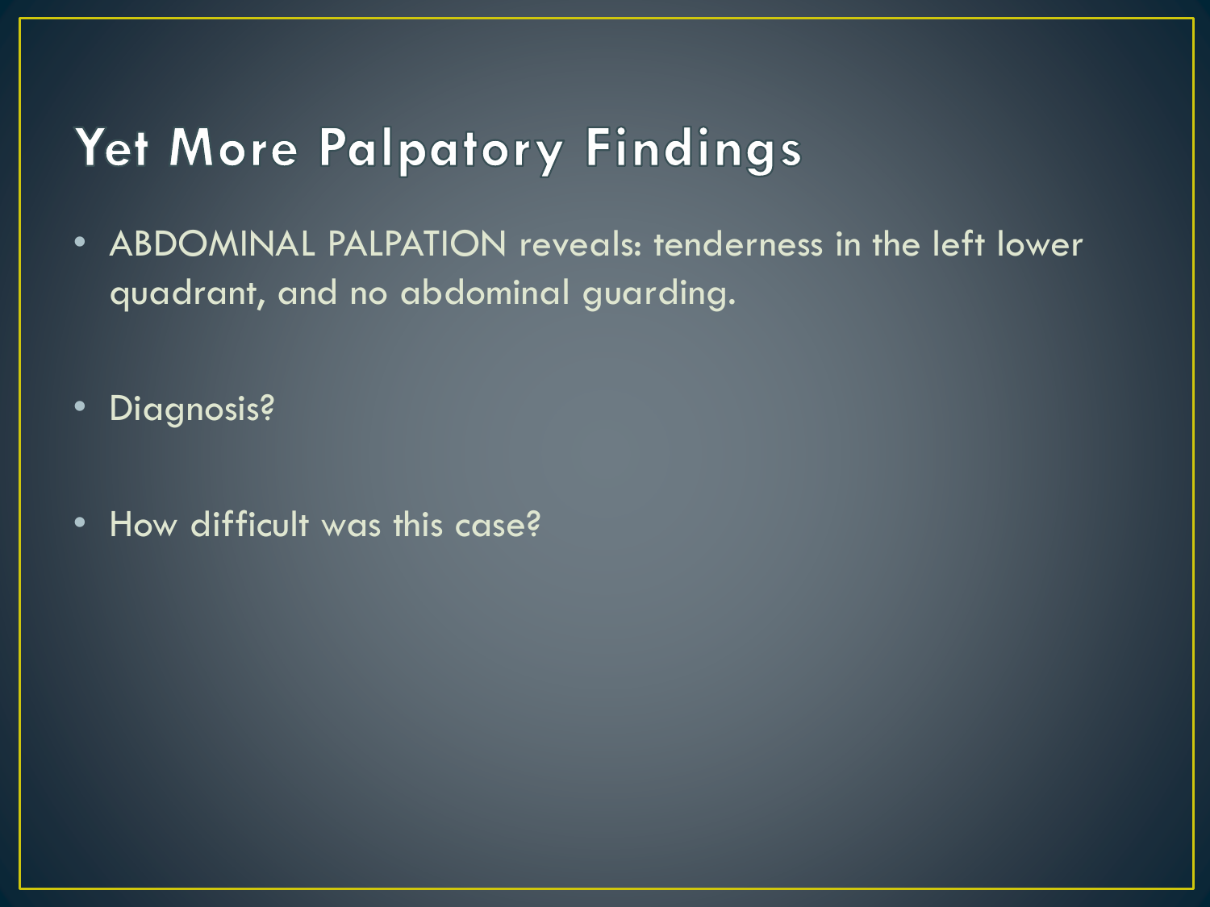# Yet More Palpatory Findings

- ABDOMINAL PALPATION reveals: tenderness in the left lower quadrant, and no abdominal guarding.
- Diagnosis?
- How difficult was this case?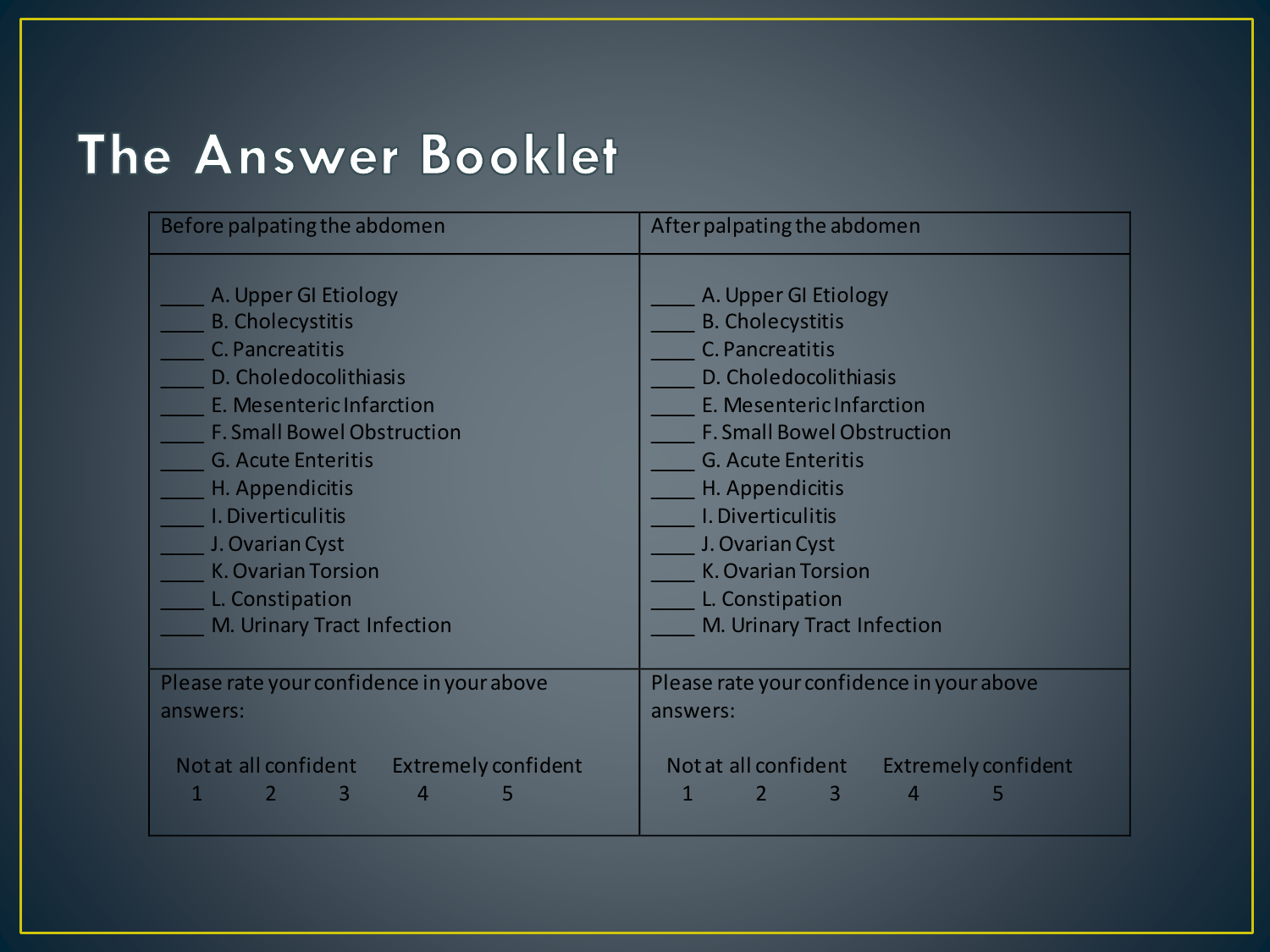# The Answer Booklet

| Before palpating the abdomen | After palpating the abdomen |
|---|---|
| ____ A. Upper GI Etiology<br>____ B. Cholecystitis<br>____ C. Pancreatitis<br>____ D. Choledocolithiasis<br>____ E. Mesenteric Infarction<br>____ F. Small Bowel Obstruction<br>____ G. Acute Enteritis<br>____ H. Appendicitis<br>____ I. Diverticulitis<br>____ J. Ovarian Cyst<br>____ K. Ovarian Torsion<br>____ L. Constipation<br>____ M. Urinary Tract Infection | ____ A. Upper GI Etiology<br>____ B. Cholecystitis<br>____ C. Pancreatitis<br>____ D. Choledocolithiasis<br>____ E. Mesenteric Infarction<br>____ F. Small Bowel Obstruction<br>____ G. Acute Enteritis<br>____ H. Appendicitis<br>____ I. Diverticulitis<br>____ J. Ovarian Cyst<br>____ K. Ovarian Torsion<br>____ L. Constipation<br>____ M. Urinary Tract Infection |
| Please rate your confidence in your above answers:<br><br>Not at all confident Extremely confident<br>1 2 3 4 5 | Please rate your confidence in your above answers:<br><br>Not at all confident Extremely confident<br>1 2 3 4 5 |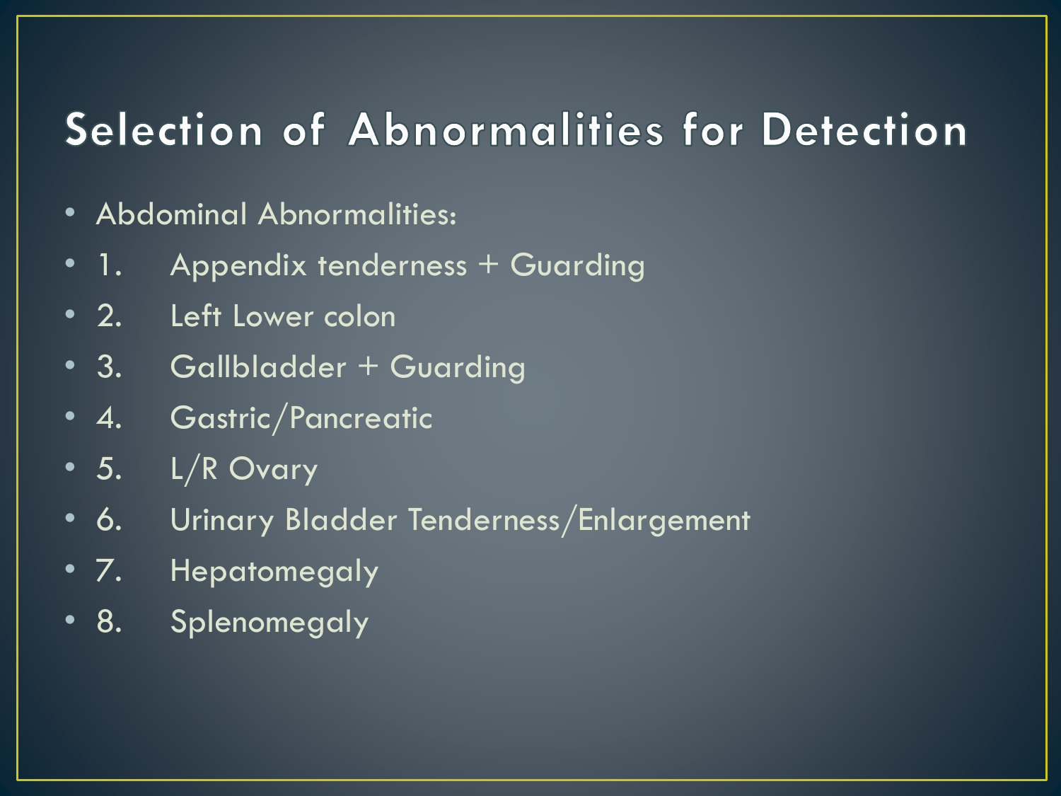# Selection of Abnormalities for Detection

- Abdominal Abnormalities:
- 1. Appendix tenderness + Guarding
- 2. Left Lower colon
- 3. Gallbladder + Guarding
- 4. Gastric/Pancreatic
- 5. L/R Ovary
- 6. Urinary Bladder Tenderness/Enlargement
- 7. Hepatomegaly
- 8. Splenomegaly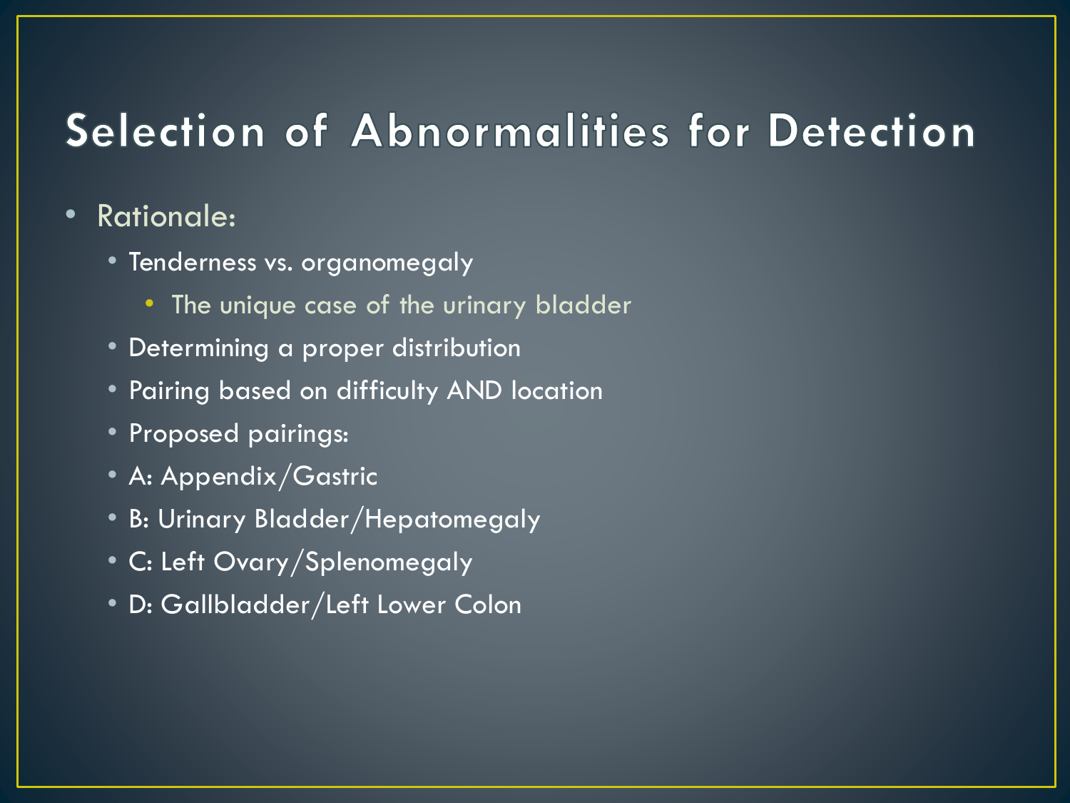# Selection of Abnormalities for Detection

- Rationale:
  - Tenderness vs. organomegaly
    - The unique case of the urinary bladder
  - Determining a proper distribution
  - Pairing based on difficulty AND location
  - Proposed pairings:
  - A: Appendix/Gastric
  - B: Urinary Bladder/Hepatomegaly
  - C: Left Ovary/Splenomegaly
  - D: Gallbladder/Left Lower Colon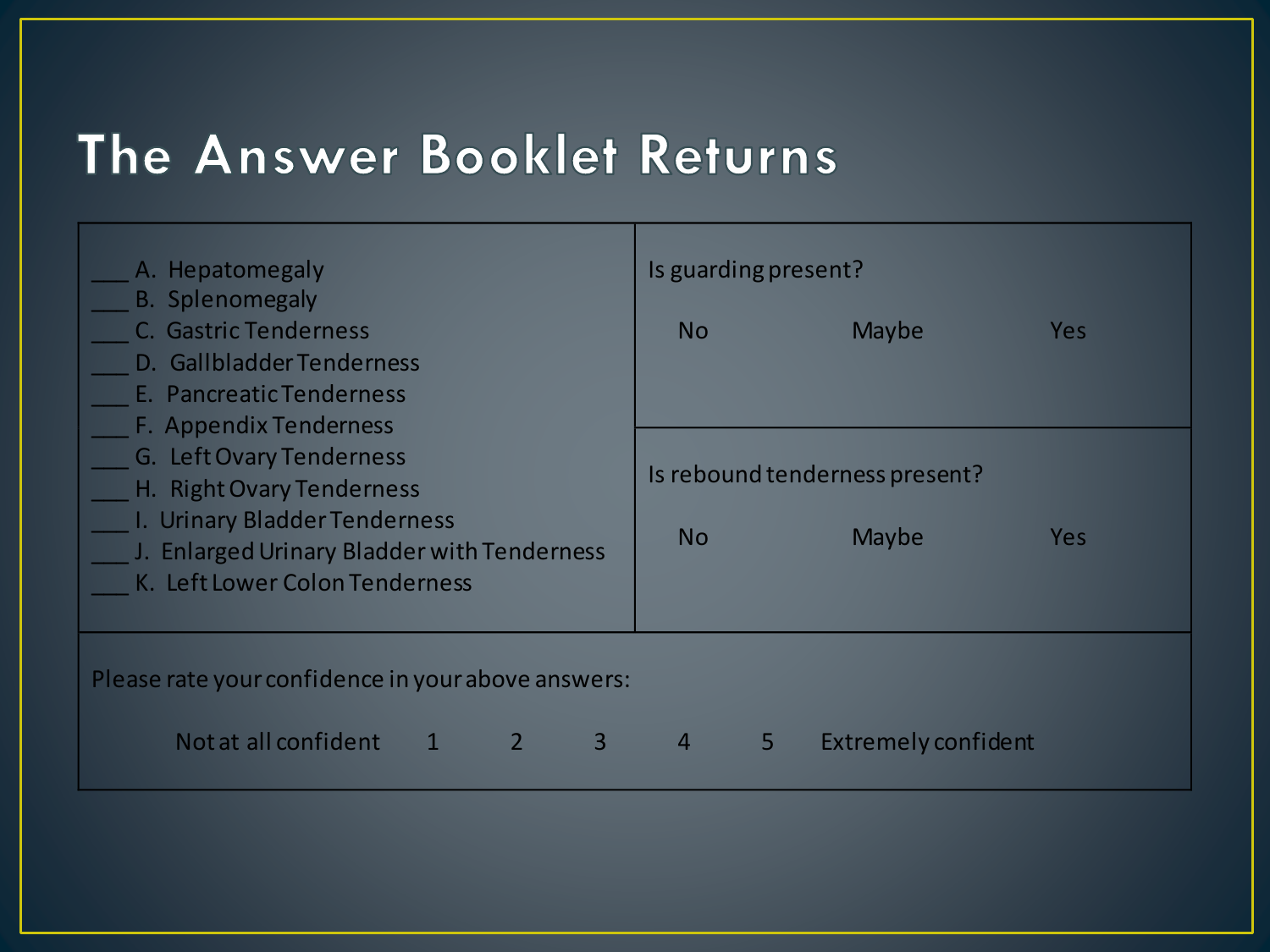# The Answer Booklet Returns

| | |
|---|---|
| ___ A. Hepatomegaly<br>___ B. Splenomegaly<br>___ C. Gastric Tenderness<br>___ D. Gallbladder Tenderness<br>___ E. Pancreatic Tenderness<br>___ F. Appendix Tenderness<br>___ G. Left Ovary Tenderness<br>___ H. Right Ovary Tenderness<br>___ I. Urinary Bladder Tenderness<br>___ J. Enlarged Urinary Bladder with Tenderness<br>___ K. Left Lower Colon Tenderness | Is guarding present?<br><br>No Maybe Yes<br><br>Is rebound tenderness present?<br><br>No Maybe Yes |
| Please rate your confidence in your above answers:<br><br>Not at all confident 1 2 3 4 5 Extremely confident | |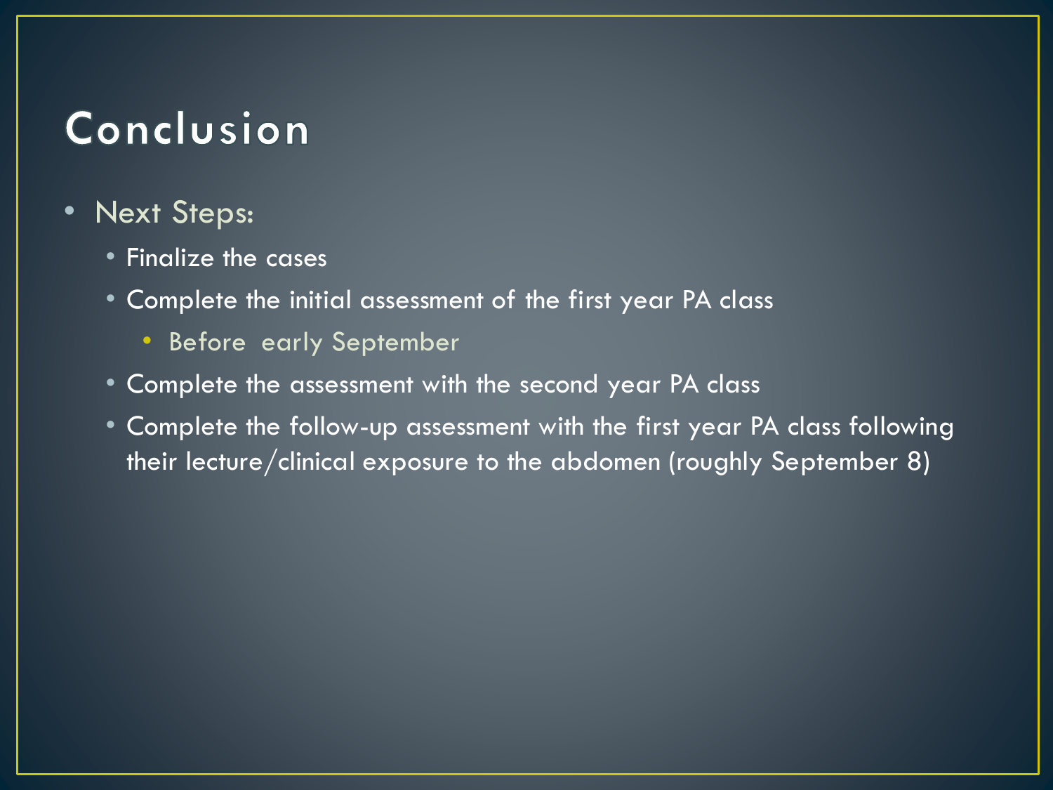# Conclusion

- Next Steps:
  - Finalize the cases
  - Complete the initial assessment of the first year PA class
    - Before early September
  - Complete the assessment with the second year PA class
  - Complete the follow-up assessment with the first year PA class following their lecture/clinical exposure to the abdomen (roughly September 8)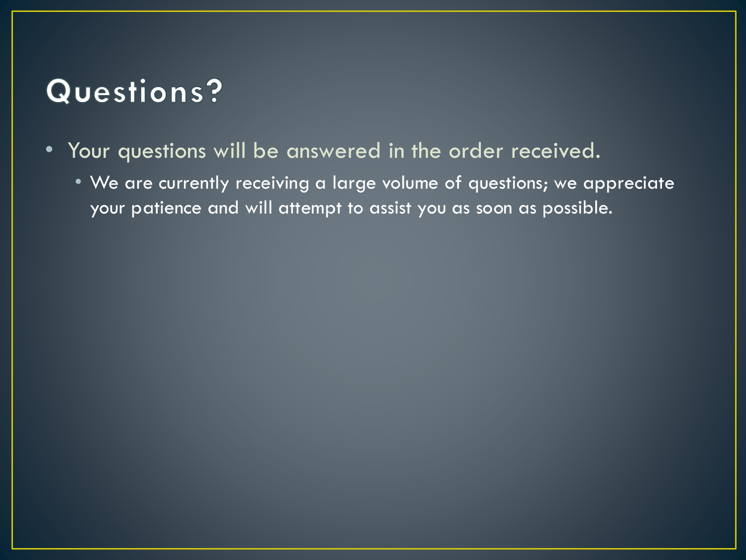# Questions?

- Your questions will be answered in the order received.
  - We are currently receiving a large volume of questions; we appreciate your patience and will attempt to assist you as soon as possible.